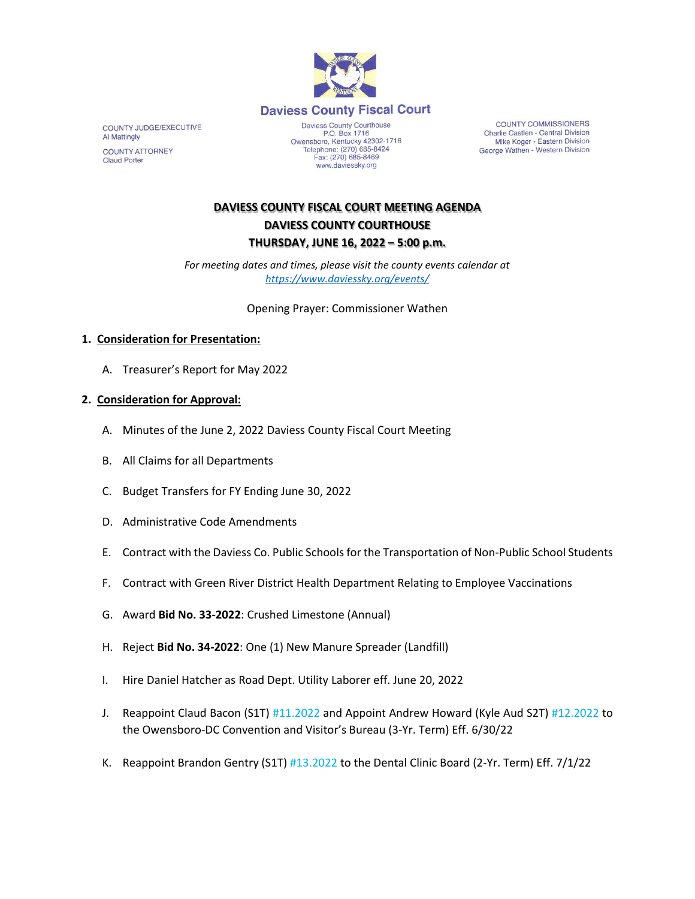# Daviess County Fiscal Court

COUNTY JUDGE/EXECUTIVE
Al Mattingly

COUNTY ATTORNEY
Claud Porter

Daviess County Courthouse
P.O. Box 1716
Owensboro, Kentucky 42302-1716
Telephone: (270) 685-8424
Fax: (270) 685-8469
www.daviessky.org

COUNTY COMMISSIONERS
Charlie Castlen - Central Division
Mike Koger - Eastern Division
George Wathen - Western Division

**DAVIESS COUNTY FISCAL COURT MEETING AGENDA**
**DAVIESS COUNTY COURTHOUSE**
**THURSDAY, JUNE 16, 2022 – 5:00 p.m.**

*For meeting dates and times, please visit the county events calendar at https://www.daviessky.org/events/*

Opening Prayer: Commissioner Wathen

1. **Consideration for Presentation:**

   A. Treasurer's Report for May 2022

2. **Consideration for Approval:**

   A. Minutes of the June 2, 2022 Daviess County Fiscal Court Meeting

   B. All Claims for all Departments

   C. Budget Transfers for FY Ending June 30, 2022

   D. Administrative Code Amendments

   E. Contract with the Daviess Co. Public Schools for the Transportation of Non-Public School Students

   F. Contract with Green River District Health Department Relating to Employee Vaccinations

   G. Award **Bid No. 33-2022**: Crushed Limestone (Annual)

   H. Reject **Bid No. 34-2022**: One (1) New Manure Spreader (Landfill)

   I. Hire Daniel Hatcher as Road Dept. Utility Laborer eff. June 20, 2022

   J. Reappoint Claud Bacon (S1T) #11.2022 and Appoint Andrew Howard (Kyle Aud S2T) #12.2022 to the Owensboro-DC Convention and Visitor's Bureau (3-Yr. Term) Eff. 6/30/22

   K. Reappoint Brandon Gentry (S1T) #13.2022 to the Dental Clinic Board (2-Yr. Term) Eff. 7/1/22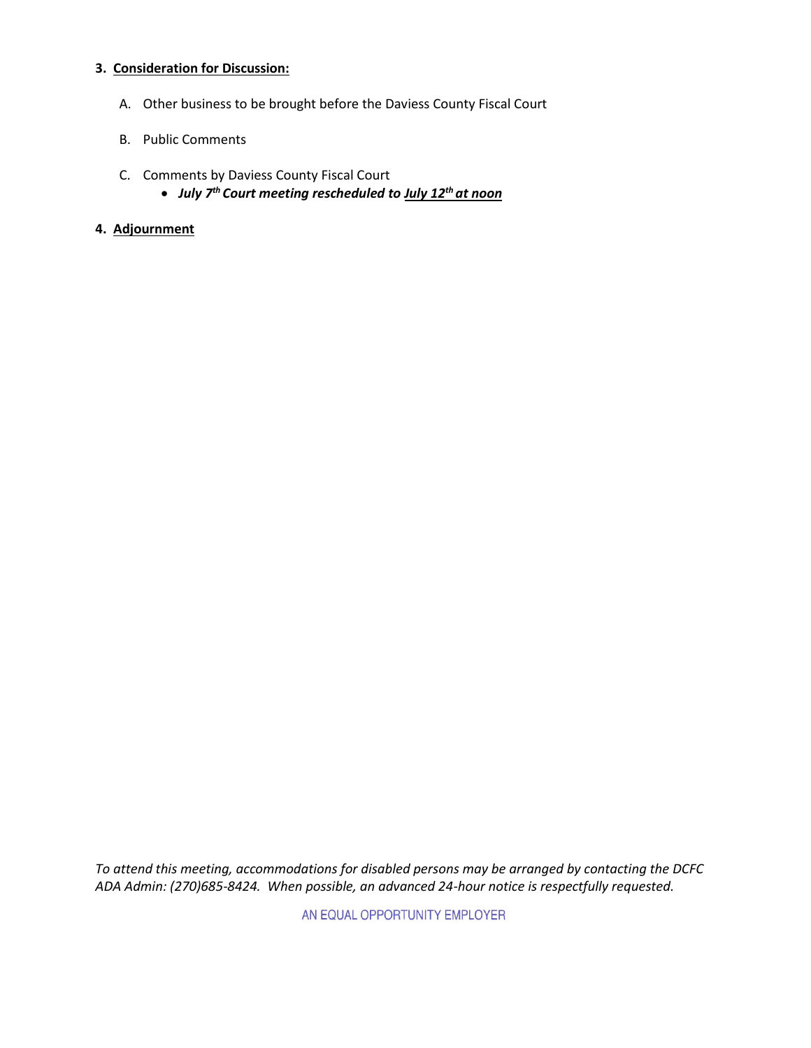3. **<u>Consideration for Discussion:</u>**

   A. Other business to be brought before the Daviess County Fiscal Court

   B. Public Comments

   C. Comments by Daviess County Fiscal Court
      - ***July 7th Court meeting rescheduled to <u>July 12th at noon</u>***

4. **<u>Adjournment</u>**

*To attend this meeting, accommodations for disabled persons may be arranged by contacting the DCFC ADA Admin: (270)685-8424. When possible, an advanced 24-hour notice is respectfully requested.*

AN EQUAL OPPORTUNITY EMPLOYER